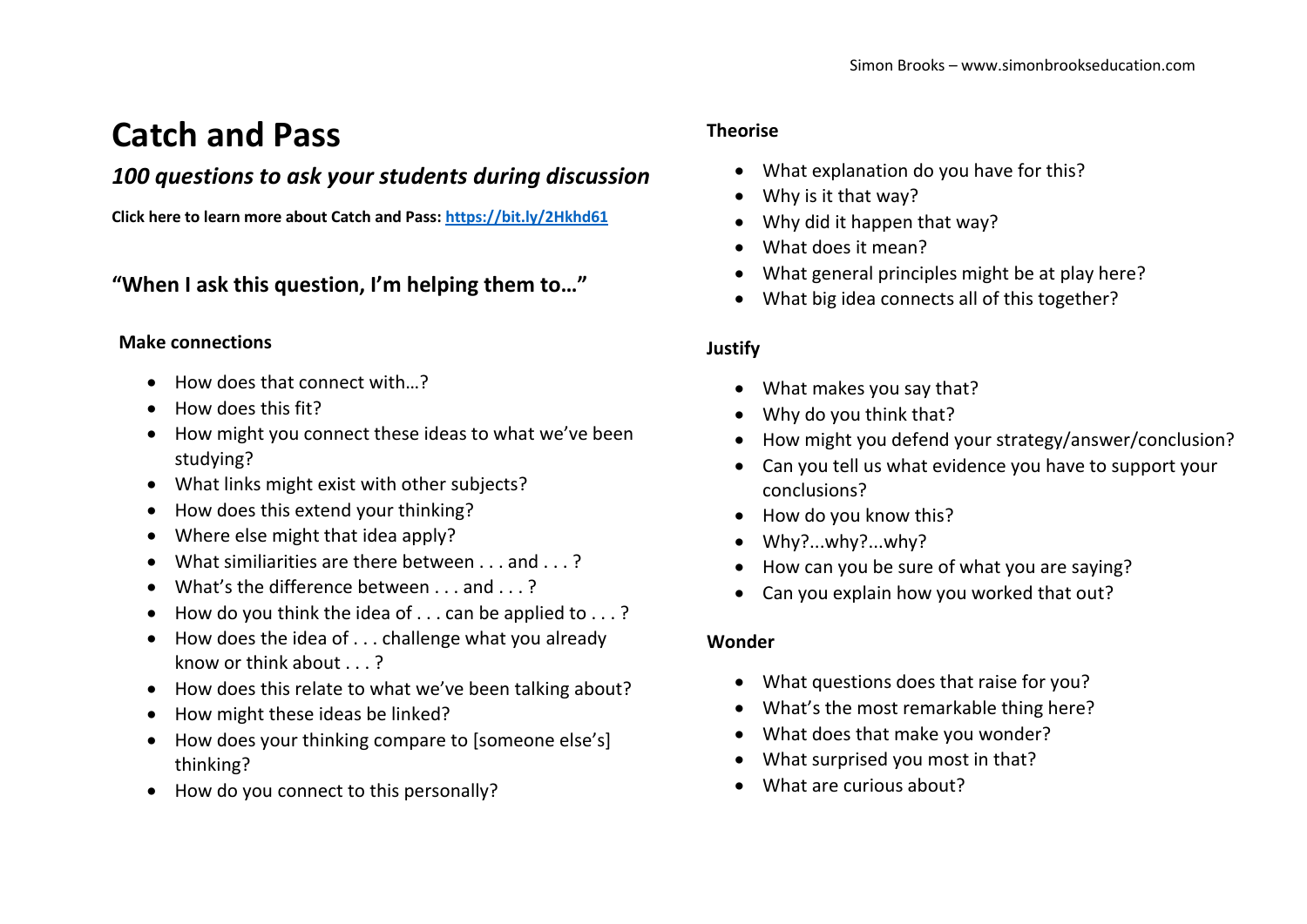# Catch and Pass

## *100 questions to ask your students during discussion*

**Click here to learn more about Catch and Pass: [https://bit.ly/2Hkhd61](https://bit.ly/2Hkhd61)**

### "When I ask this question, I'm helping them to…"

#### Make connections

- How does that connect with…?
- How does this fit?
- How might you connect these ideas to what we've been studying?
- What links might exist with other subjects?
- How does this extend your thinking?
- Where else might that idea apply?
- What similiarities are there between . . . and . . . ?
- What's the difference between . . . and . . . ?
- How do you think the idea of . . . can be applied to . . . ?
- How does the idea of . . . challenge what you already know or think about . . . ?
- How does this relate to what we've been talking about?
- How might these ideas be linked?
- How does your thinking compare to [someone else's] thinking?
- How do you connect to this personally?

#### Theorise

- What explanation do you have for this?
- Why is it that way?
- Why did it happen that way?
- What does it mean?
- What general principles might be at play here?
- What big idea connects all of this together?

#### Justify

- What makes you say that?
- Why do you think that?
- How might you defend your strategy/answer/conclusion?
- Can you tell us what evidence you have to support your conclusions?
- How do you know this?
- Why?...why?...why?
- How can you be sure of what you are saying?
- Can you explain how you worked that out?

#### Wonder

- What questions does that raise for you?
- What's the most remarkable thing here?
- What does that make you wonder?
- What surprised you most in that?
- What are curious about?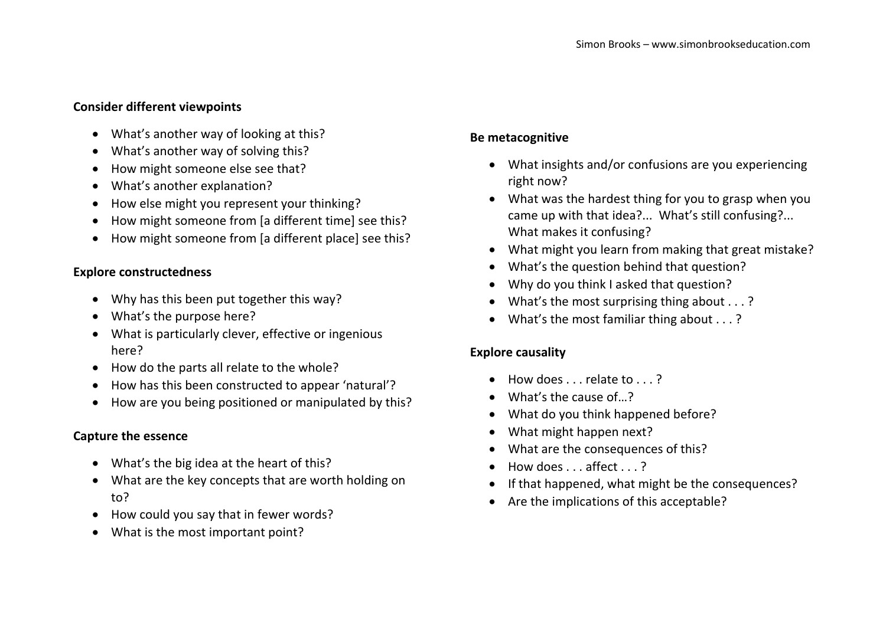**Consider different viewpoints**

- What's another way of looking at this?
- What's another way of solving this?
- How might someone else see that?
- What's another explanation?
- How else might you represent your thinking?
- How might someone from [a different time] see this?
- How might someone from [a different place] see this?

**Explore constructedness**

- Why has this been put together this way?
- What's the purpose here?
- What is particularly clever, effective or ingenious here?
- How do the parts all relate to the whole?
- How has this been constructed to appear 'natural'?
- How are you being positioned or manipulated by this?

**Capture the essence**

- What's the big idea at the heart of this?
- What are the key concepts that are worth holding on to?
- How could you say that in fewer words?
- What is the most important point?

**Be metacognitive**

- What insights and/or confusions are you experiencing right now?
- What was the hardest thing for you to grasp when you came up with that idea?... What's still confusing?... What makes it confusing?
- What might you learn from making that great mistake?
- What's the question behind that question?
- Why do you think I asked that question?
- What's the most surprising thing about . . . ?
- What's the most familiar thing about . . . ?

**Explore causality**

- How does . . . relate to . . . ?
- What's the cause of…?
- What do you think happened before?
- What might happen next?
- What are the consequences of this?
- How does . . . affect . . . ?
- If that happened, what might be the consequences?
- Are the implications of this acceptable?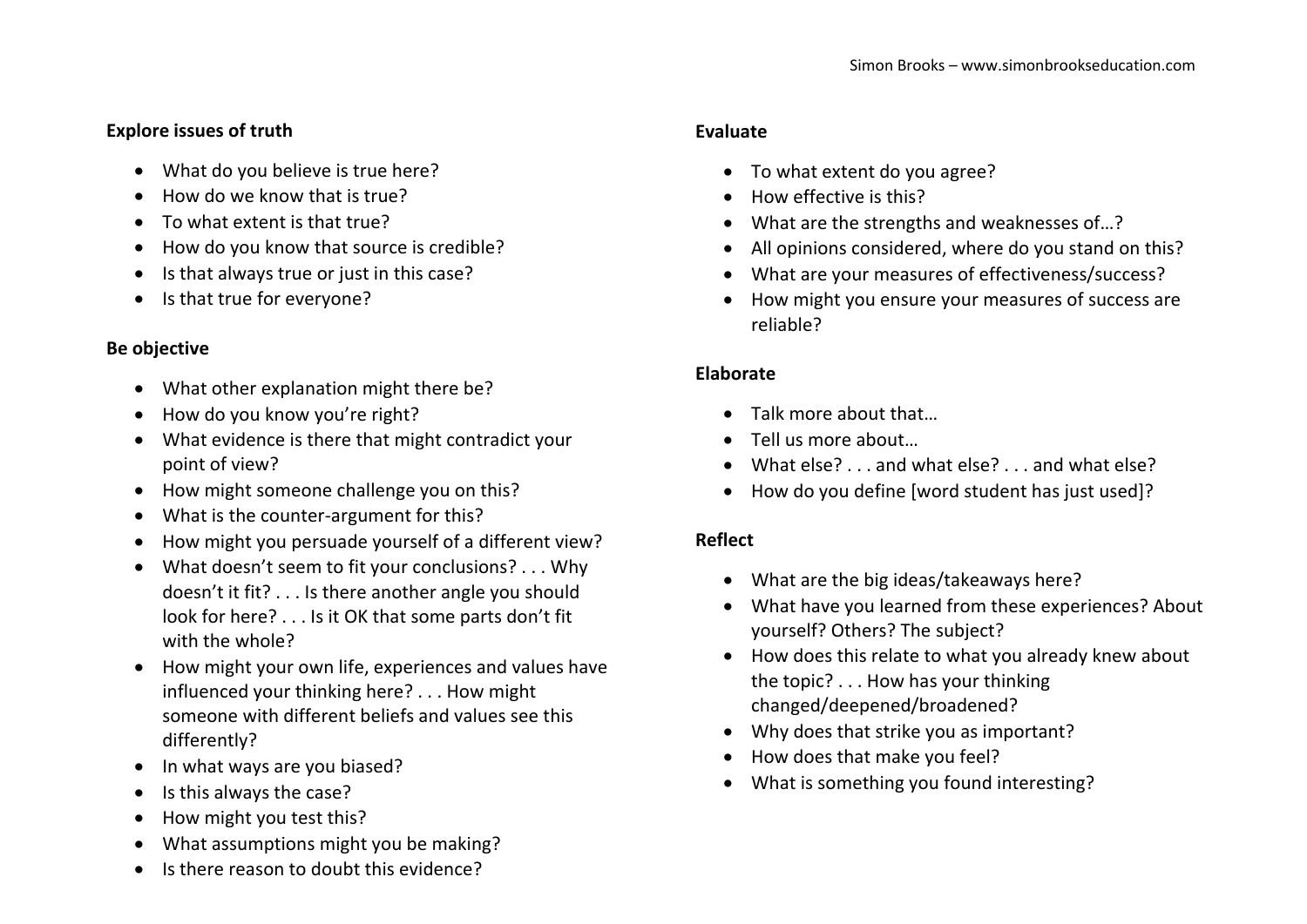**Explore issues of truth**

- What do you believe is true here?
- How do we know that is true?
- To what extent is that true?
- How do you know that source is credible?
- Is that always true or just in this case?
- Is that true for everyone?

**Be objective**

- What other explanation might there be?
- How do you know you're right?
- What evidence is there that might contradict your point of view?
- How might someone challenge you on this?
- What is the counter-argument for this?
- How might you persuade yourself of a different view?
- What doesn't seem to fit your conclusions? . . . Why doesn't it fit? . . . Is there another angle you should look for here? . . . Is it OK that some parts don't fit with the whole?
- How might your own life, experiences and values have influenced your thinking here? . . . How might someone with different beliefs and values see this differently?
- In what ways are you biased?
- Is this always the case?
- How might you test this?
- What assumptions might you be making?
- Is there reason to doubt this evidence?

**Evaluate**

- To what extent do you agree?
- How effective is this?
- What are the strengths and weaknesses of…?
- All opinions considered, where do you stand on this?
- What are your measures of effectiveness/success?
- How might you ensure your measures of success are reliable?

**Elaborate**

- Talk more about that…
- Tell us more about…
- What else? . . . and what else? . . . and what else?
- How do you define [word student has just used]?

**Reflect**

- What are the big ideas/takeaways here?
- What have you learned from these experiences? About yourself? Others? The subject?
- How does this relate to what you already knew about the topic? . . . How has your thinking changed/deepened/broadened?
- Why does that strike you as important?
- How does that make you feel?
- What is something you found interesting?